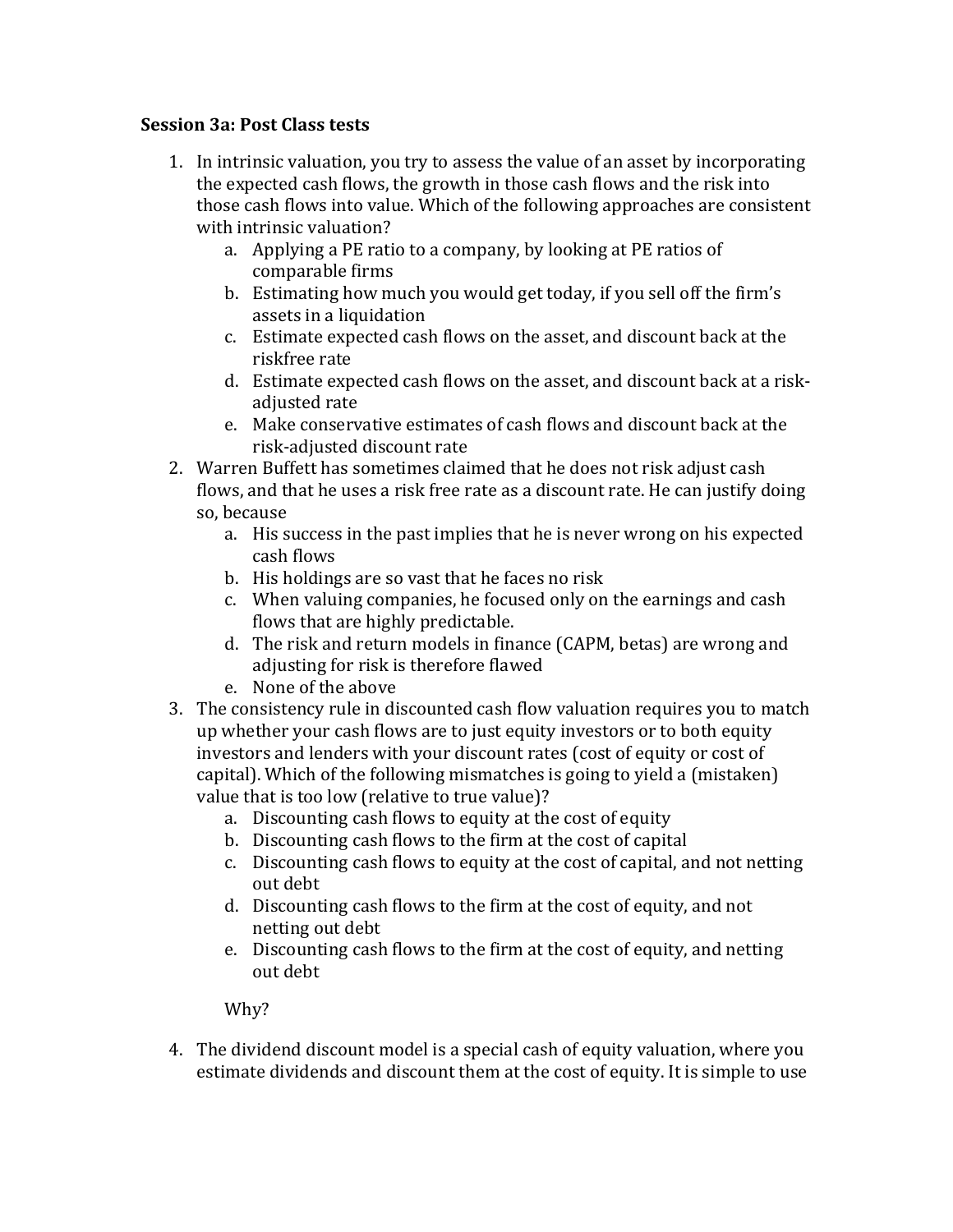**Session 3a: Post Class tests**

1. In intrinsic valuation, you try to assess the value of an asset by incorporating the expected cash flows, the growth in those cash flows and the risk into those cash flows into value. Which of the following approaches are consistent with intrinsic valuation?
    a. Applying a PE ratio to a company, by looking at PE ratios of comparable firms
    b. Estimating how much you would get today, if you sell off the firm's assets in a liquidation
    c. Estimate expected cash flows on the asset, and discount back at the riskfree rate
    d. Estimate expected cash flows on the asset, and discount back at a risk-adjusted rate
    e. Make conservative estimates of cash flows and discount back at the risk-adjusted discount rate
2. Warren Buffett has sometimes claimed that he does not risk adjust cash flows, and that he uses a risk free rate as a discount rate. He can justify doing so, because
    a. His success in the past implies that he is never wrong on his expected cash flows
    b. His holdings are so vast that he faces no risk
    c. When valuing companies, he focused only on the earnings and cash flows that are highly predictable.
    d. The risk and return models in finance (CAPM, betas) are wrong and adjusting for risk is therefore flawed
    e. None of the above
3. The consistency rule in discounted cash flow valuation requires you to match up whether your cash flows are to just equity investors or to both equity investors and lenders with your discount rates (cost of equity or cost of capital). Which of the following mismatches is going to yield a (mistaken) value that is too low (relative to true value)?
    a. Discounting cash flows to equity at the cost of equity
    b. Discounting cash flows to the firm at the cost of capital
    c. Discounting cash flows to equity at the cost of capital, and not netting out debt
    d. Discounting cash flows to the firm at the cost of equity, and not netting out debt
    e. Discounting cash flows to the firm at the cost of equity, and netting out debt

    Why?

4. The dividend discount model is a special cash of equity valuation, where you estimate dividends and discount them at the cost of equity. It is simple to use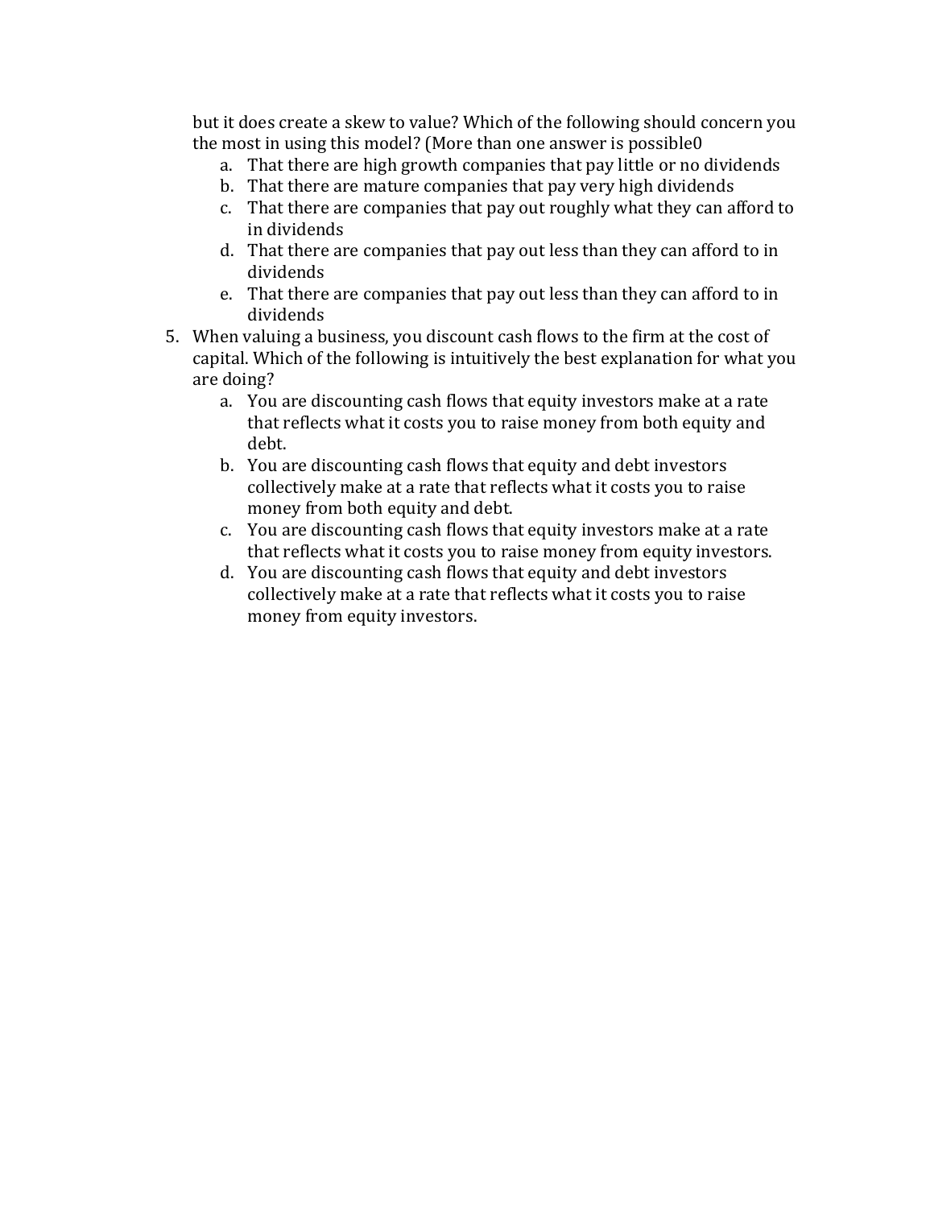but it does create a skew to value? Which of the following should concern you the most in using this model? (More than one answer is possible0

a. That there are high growth companies that pay little or no dividends
b. That there are mature companies that pay very high dividends
c. That there are companies that pay out roughly what they can afford to in dividends
d. That there are companies that pay out less than they can afford to in dividends
e. That there are companies that pay out less than they can afford to in dividends

5. When valuing a business, you discount cash flows to the firm at the cost of capital. Which of the following is intuitively the best explanation for what you are doing?
   a. You are discounting cash flows that equity investors make at a rate that reflects what it costs you to raise money from both equity and debt.
   b. You are discounting cash flows that equity and debt investors collectively make at a rate that reflects what it costs you to raise money from both equity and debt.
   c. You are discounting cash flows that equity investors make at a rate that reflects what it costs you to raise money from equity investors.
   d. You are discounting cash flows that equity and debt investors collectively make at a rate that reflects what it costs you to raise money from equity investors.